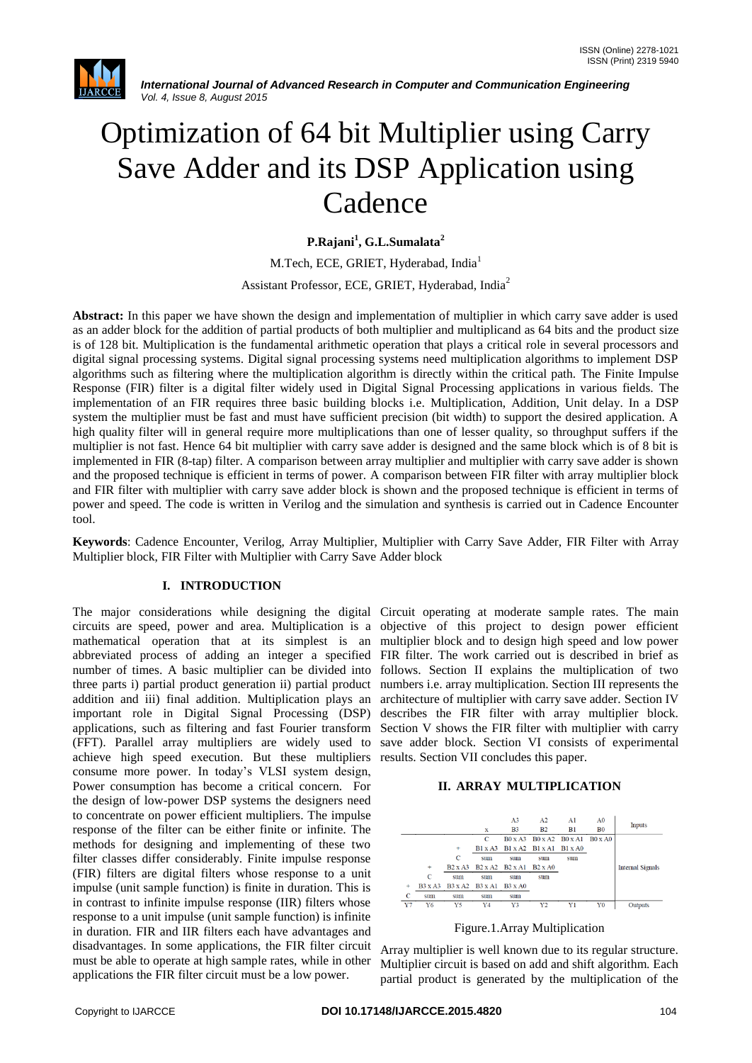# Optimization of 64 bit Multiplier using Carry Save Adder and its DSP Application using Cadence

**P.Rajani[1], G.L.Sumalata[2]**

M.Tech, ECE, GRIET, Hyderabad, India[1]

Assistant Professor, ECE, GRIET, Hyderabad, India[2]

**Abstract:** In this paper we have shown the design and implementation of multiplier in which carry save adder is used as an adder block for the addition of partial products of both multiplier and multiplicand as 64 bits and the product size is of 128 bit. Multiplication is the fundamental arithmetic operation that plays a critical role in several processors and digital signal processing systems. Digital signal processing systems need multiplication algorithms to implement DSP algorithms such as filtering where the multiplication algorithm is directly within the critical path. The Finite Impulse Response (FIR) filter is a digital filter widely used in Digital Signal Processing applications in various fields. The implementation of an FIR requires three basic building blocks i.e. Multiplication, Addition, Unit delay. In a DSP system the multiplier must be fast and must have sufficient precision (bit width) to support the desired application. A high quality filter will in general require more multiplications than one of lesser quality, so throughput suffers if the multiplier is not fast. Hence 64 bit multiplier with carry save adder is designed and the same block which is of 8 bit is implemented in FIR (8-tap) filter. A comparison between array multiplier and multiplier with carry save adder is shown and the proposed technique is efficient in terms of power. A comparison between FIR filter with array multiplier block and FIR filter with multiplier with carry save adder block is shown and the proposed technique is efficient in terms of power and speed. The code is written in Verilog and the simulation and synthesis is carried out in Cadence Encounter tool.

**Keywords**: Cadence Encounter, Verilog, Array Multiplier, Multiplier with Carry Save Adder, FIR Filter with Array Multiplier block, FIR Filter with Multiplier with Carry Save Adder block

## I. INTRODUCTION

The major considerations while designing the digital circuits are speed, power and area. Multiplication is a mathematical operation that at its simplest is an abbreviated process of adding an integer a specified number of times. A basic multiplier can be divided into three parts i) partial product generation ii) partial product addition and iii) final addition. Multiplication plays an important role in Digital Signal Processing (DSP) applications, such as filtering and fast Fourier transform (FFT). Parallel array multipliers are widely used to achieve high speed execution. But these multipliers consume more power. In today's VLSI system design, Power consumption has become a critical concern. For the design of low-power DSP systems the designers need to concentrate on power efficient multipliers. The impulse response of the filter can be either finite or infinite. The methods for designing and implementing of these two filter classes differ considerably. Finite impulse response (FIR) filters are digital filters whose response to a unit impulse (unit sample function) is finite in duration. This is in contrast to infinite impulse response (IIR) filters whose response to a unit impulse (unit sample function) is infinite in duration. FIR and IIR filters each have advantages and disadvantages. In some applications, the FIR filter circuit must be able to operate at high sample rates, while in other applications the FIR filter circuit must be a low power Circuit operating at moderate sample rates. The main objective of this project to design power efficient multiplier block and to design high speed and low power FIR filter. The work carried out is described in brief as follows. Section II explains the multiplication of two numbers i.e. array multiplication. Section III represents the architecture of multiplier with carry save adder. Section IV describes the FIR filter with array multiplier block. Section V shows the FIR filter with multiplier with carry save adder block. Section VI consists of experimental results. Section VII concludes this paper.

## II. ARRAY MULTIPLICATION

| | | | | A3 | A2 | A1 | A0 | Inputs |
|---|---|---|---|---|---|---|---|---|
| | | | x | B3 | B2 | B1 | B0 | |
| | | | C | B0 x A3 | B0 x A2 | B0 x A1 | B0 x A0 | |
| | | + | B1 x A3 | B1 x A2 | B1 x A1 | B1 x A0 | | |
| | | C | sum | sum | sum | sum | | |
| | + | B2 x A3 | B2 x A2 | B2 x A1 | B2 x A0 | | | Internal Signals |
| | C | sum | sum | sum | sum | | | |
| + | B3 x A3 | B3 x A2 | B3 x A1 | B3 x A0 | | | | |
| C | sum | sum | sum | sum | | | | |
| Y7 | Y6 | Y5 | Y4 | Y3 | Y2 | Y1 | Y0 | Outputs |

Figure.1.Array Multiplication

Array multiplier is well known due to its regular structure. Multiplier circuit is based on add and shift algorithm. Each partial product is generated by the multiplication of the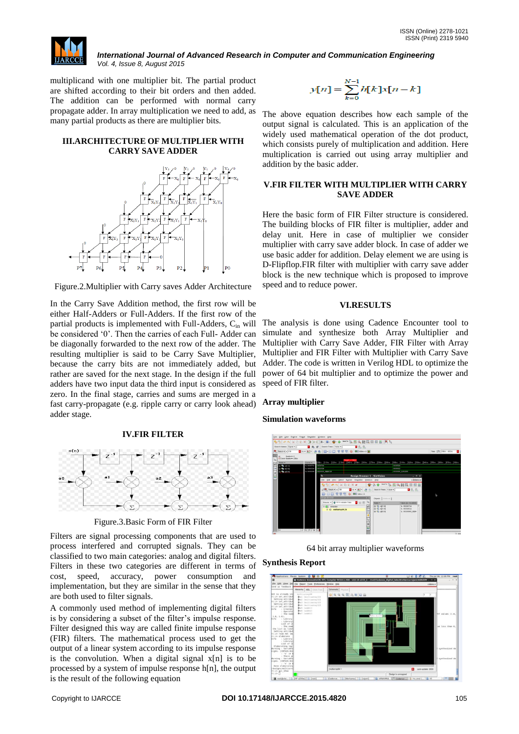multiplicand with one multiplier bit. The partial product are shifted according to their bit orders and then added. The addition can be performed with normal carry propagate adder. In array multiplication we need to add, as many partial products as there are multiplier bits.

## III.ARCHITECTURE OF MULTIPLIER WITH CARRY SAVE ADDER

Figure.2.Multiplier with Carry saves Adder Architecture

In the Carry Save Addition method, the first row will be either Half-Adders or Full-Adders. If the first row of the partial products is implemented with Full-Adders, $C_{in}$ will be considered '0'. Then the carries of each Full- Adder can be diagonally forwarded to the next row of the adder. The resulting multiplier is said to be Carry Save Multiplier, because the carry bits are not immediately added, but rather are saved for the next stage. In the design if the full adders have two input data the third input is considered as zero. In the final stage, carries and sums are merged in a fast carry-propagate (e.g. ripple carry or carry look ahead) adder stage.

## IV.FIR FILTER

Figure.3.Basic Form of FIR Filter

Filters are signal processing components that are used to process interfered and corrupted signals. They can be classified to two main categories: analog and digital filters. Filters in these two categories are different in terms of cost, speed, accuracy, power consumption and implementation, but they are similar in the sense that they are both used to filter signals.

A commonly used method of implementing digital filters is by considering a subset of the filter's impulse response. Filter designed this way are called finite impulse response (FIR) filters. The mathematical process used to get the output of a linear system according to its impulse response is the convolution. When a digital signal x[n] is to be processed by a system of impulse response h[n], the output is the result of the following equation

$$y[n] = \sum_{k=0}^{N-1} h[k]x[n-k]$$

The above equation describes how each sample of the output signal is calculated. This is an application of the widely used mathematical operation of the dot product, which consists purely of multiplication and addition. Here multiplication is carried out using array multiplier and addition by the basic adder.

## V.FIR FILTER WITH MULTIPLIER WITH CARRY SAVE ADDER

Here the basic form of FIR Filter structure is considered. The building blocks of FIR filter is multiplier, adder and delay unit. Here in case of multiplier we consider multiplier with carry save adder block. In case of adder we use basic adder for addition. Delay element we are using is D-Flipflop.FIR filter with multiplier with carry save adder block is the new technique which is proposed to improve speed and to reduce power.

## VI.RESULTS

The analysis is done using Cadence Encounter tool to simulate and synthesize both Array Multiplier, Array Multiplier with Carry Save Adder, FIR Filter with Array Multiplier and FIR Filter with Multiplier with Carry Save Adder. The code is written in Verilog HDL to optimize the power of 64 bit multiplier and to optimize the power and speed of FIR filter.

### Array multiplier

**Simulation waveforms**

64 bit array multiplier waveforms

**Synthesis Report**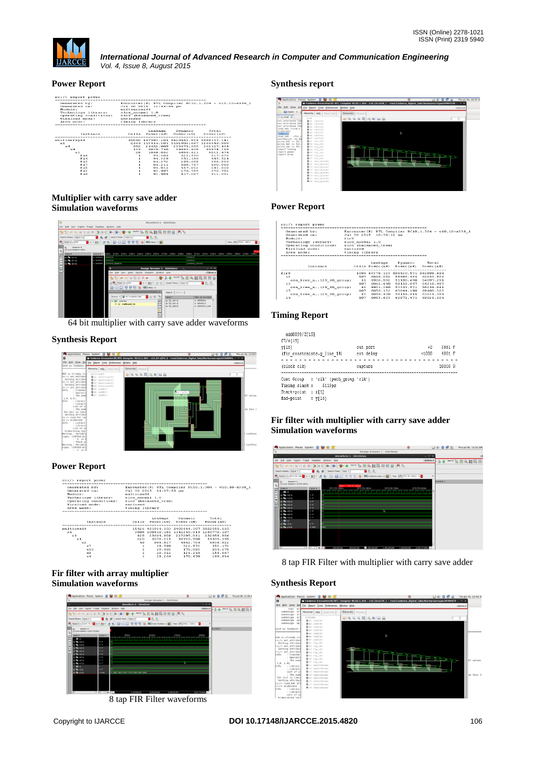## Power Report

```
rc:/> report power
Generated by:           Encounter(R) RTL Compiler RC10.1.304 - v10.10-s339_1
Generated on:           Jul 30 2015  12:46:55 pm
Module:                 multiarray64
Technology library:     slow_normal 1.0
Operating conditions:   slow (balanced_tree)
Wireload mode:          enclosed
Area mode:              timing library

                                    Leakage     Dynamic       Total
      Instance          Cells    Power(nW)    Power(nW)    Power(nW)
multiarray64            10080  347693.201  5420443.934  5888137.141
  x1                     2464  113446.301  1152903.697  1266349.999
    x4                    892   26682.609   235474.655   262137.464
      x4                  126    3830.760    19643.409    23474.169
        x1                 28    1058.052     4954.421     6012.474
          FA6               1      94.286      323.590      417.876
          FA4               1      94.329      351.196      445.524
          FA5               1      94.272      295.658      389.930
          FA7               1      94.211      596.757      690.969
          FA3               1      94.016      447.052      541.069
          FA2               1      93.997      276.765      370.762
          FA8               1      93.984      417.067      511.051
```

## Multiplier with carry save adder Simulation waveforms

64 bit multiplier with carry save adder waveforms

## Synthesis Report

## Power Report

```
rc:/> report power
Generated by:           Encounter(R) RTL Compiler RC10.1.304 - v10.10-s339_1
Generated on:           Jul 30 2015  01:07:55 pm
Module:                 multicsa64
Technology library:     slow_normal 1.0
Operating conditions:   slow (balanced_tree)
Wireload mode:          enclosed
Area mode:              timing library

                                    Leakage     Dynamic       Total
      Instance          Cells    Power(nW)    Power(nW)    Power(nW)
multicsa64              15426  451914.302  5400644.307  5852558.610
  x4                     3808  109519.181  1141260.016  1250779.197
    x3                    926   25664.906   227295.061   252959.966
      x1                  220    5578.215    38730.980    44309.195
        x2                 49     995.817     4842.705     5838.522
          x7                1      29.599      322.573      352.172
          x12               1      29.492      175.083      204.575
          x9                1      29.322      126.245      155.567
          x4                1      29.264      170.670      199.934
```

## Fir filter with array multiplier Simulation waveforms

8 tap FIR Filter waveforms

## Synthesis report

## Power Report

```
rc:/> report power
Generated by:           Encounter(R) RTL Compiler RC10.1.304 - v10.10-s339_1
Generated on:           Jul 30 2015  10:39:12 am
Module:                 fir8
Technology library:     slow_normal 1.0
Operating conditions:   slow (balanced_tree)
Wireload mode:          enclosed
Area mode:              timing library

                                    Leakage     Dynamic       Total
      Instance                 Cells  Power(nW)    Power(nW)    Power(nW)
fir8                            1094  63378.123   899520.571   962898.694
  i3                             107   6068.052    55985.454    62053.506
    csa_tree_a..129_60_groupi     43   4906.592    51190.690    54097.291
  i2                             107   6062.690    58155.847    64218.487
    csa_tree_a..129_60_groupi     43   4901.290    53333.571    58234.861
  i7                             107   6056.133    63044.190    69100.323
    csa_tree_a..129_60_groupi     43   4889.470    58144.914    63034.384
  i4                             107   6053.633    62972.471    69026.104
```

## Timing Report

```
add0099/Z[15]
f7/s[15]
y[15]                                out port          +0    3881 F
(fir_constraints.g_line_14)          ext delay      +1000    4881 F
- - - - - - - - - - - - - - - - - - - - - - - - - - - - - - - - - - - - -
(clock clk)                          capture                10000 R
- - - - - - - - - - - - - - - - - - - - - - - - - - - - - - - - - - - - -
Cost Group   : 'clk' (path_group 'clk')
Timing slack :    5119ps
Start-point  : x[1]
End-point    : y[15]
```

## Fir filter with multiplier with carry save adder Simulation waveforms

8 tap FIR Filter with multiplier with carry save adder

## Synthesis Report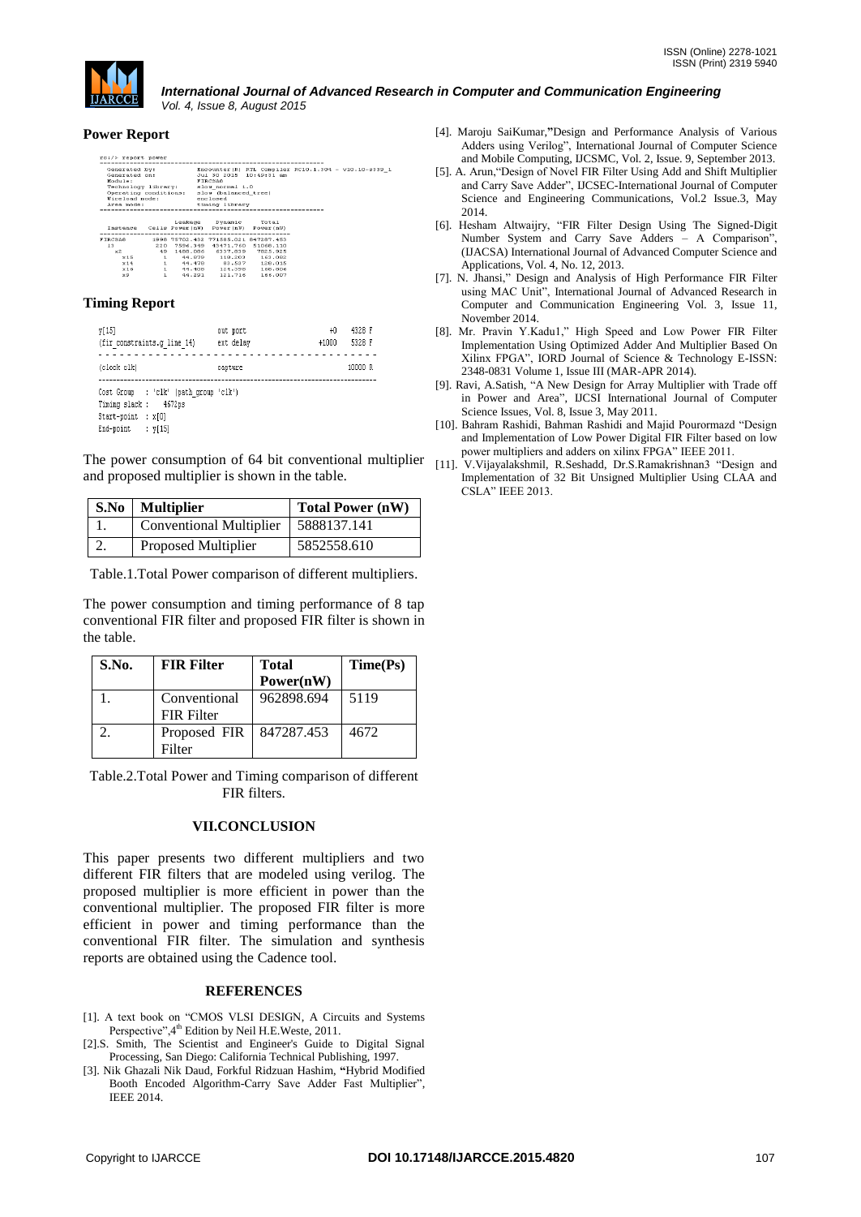## Power Report

```
rc:/> report power
============================================================
  Generated by:           Encounter(R) RTL Compiler RC10.1.304 - v10.10-s339_1
  Generated on:           Jul 30 2015  10:49:31 am
  Module:                 FIRCSA8
  Technology library:     slow_normal 1.0
  Operating conditions:   slow (balanced_tree)
  Wireload mode:          enclosed
  Area mode:              timing library
============================================================

                    Leakage    Dynamic     Total
  Instance  Cells Power(nW)   Power(nW)   Power(nW)
---------------------------------------------------
FIRCSA8      1998 75702.432 771585.021 847287.453
  i1          220  7596.349  43471.760  51068.110
   x2          49  1488.086   6337.839   7825.925
    x15         1    44.079    119.203    163.082
    x14         1    44.478     85.537    130.015
    x16         1    44.408    114.398    158.806
    x9          1    44.291    121.716    166.007
```

## Timing Report

```
y[15]                          out port                +0      4328 F
(fir_constraints.g_line_14)    ext delay            +1000      5328 F
- - - - - - - - - - - - - - - - - - - - - - - - - - - - - - - - - - -
(clock clk)                    capture                        10000 R
---------------------------------------------------------------------
Cost Group   : 'clk' (path_group 'clk')
Timing slack :    4672ps
Start-point  : x[0]
End-point    : y[15]
```

The power consumption of 64 bit conventional multiplier and proposed multiplier is shown in the table.

| S.No | Multiplier | Total Power (nW) |
|---|---|---|
| 1. | Conventional Multiplier | 5888137.141 |
| 2. | Proposed Multiplier | 5852558.610 |

Table.1.Total Power comparison of different multipliers.

The power consumption and timing performance of 8 tap conventional FIR filter and proposed FIR filter is shown in the table.

| S.No. | FIR Filter | Total Power(nW) | Time(Ps) |
|---|---|---|---|
| 1. | Conventional FIR Filter | 962898.694 | 5119 |
| 2. | Proposed FIR Filter | 847287.453 | 4672 |

Table.2.Total Power and Timing comparison of different FIR filters.

## VII.CONCLUSION

This paper presents two different multipliers and two different FIR filters that are modeled using verilog. The proposed multiplier is more efficient in power than the conventional multiplier. The proposed FIR filter is more efficient in power and timing performance than the conventional FIR filter. The simulation and synthesis reports are obtained using the Cadence tool.

## REFERENCES

[1]. A text book on "CMOS VLSI DESIGN, A Circuits and Systems Perspective",4th Edition by Neil H.E.Weste, 2011.

[2].S. Smith, The Scientist and Engineer's Guide to Digital Signal Processing, San Diego: California Technical Publishing, 1997.

[3]. Nik Ghazali Nik Daud, Forkful Ridzuan Hashim, "Hybrid Modified Booth Encoded Algorithm-Carry Save Adder Fast Multiplier", IEEE 2014.

[4]. Maroju SaiKumar,"Design and Performance Analysis of Various Adders using Verilog", International Journal of Computer Science and Mobile Computing, IJCSMC, Vol. 2, Issue. 9, September 2013.

[5]. A. Arun,"Design of Novel FIR Filter Using Add and Shift Multiplier and Carry Save Adder", IJCSEC-International Journal of Computer Science and Engineering Communications, Vol.2 Issue.3, May 2014.

[6]. Hesham Altwaijry, "FIR Filter Design Using The Signed-Digit Number System and Carry Save Adders – A Comparison", (IJACSA) International Journal of Advanced Computer Science and Applications, Vol. 4, No. 12, 2013.

[7]. N. Jhansi," Design and Analysis of High Performance FIR Filter using MAC Unit", International Journal of Advanced Research in Computer and Communication Engineering Vol. 3, Issue 11, November 2014.

[8]. Mr. Pravin Y.Kadu1," High Speed and Low Power FIR Filter Implementation Using Optimized Adder And Multiplier Based On Xilinx FPGA", IORD Journal of Science & Technology E-ISSN: 2348-0831 Volume 1, Issue III (MAR-APR 2014).

[9]. Ravi, A.Satish, "A New Design for Array Multiplier with Trade off in Power and Area", IJCSI International Journal of Computer Science Issues, Vol. 8, Issue 3, May 2011.

[10]. Bahram Rashidi, Bahman Rashidi and Majid Pourormazd "Design and Implementation of Low Power Digital FIR Filter based on low power multipliers and adders on xilinx FPGA" IEEE 2011.

[11]. V.Vijayalakshmil, R.Seshadd, Dr.S.Ramakrishnan3 "Design and Implementation of 32 Bit Unsigned Multiplier Using CLAA and CSLA" IEEE 2013.